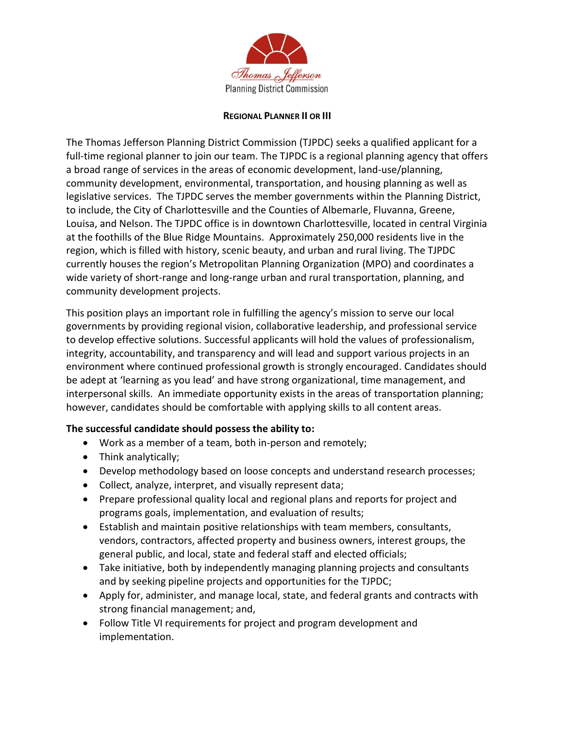Thomas Jefferson
Planning District Commission

# REGIONAL PLANNER II OR III

The Thomas Jefferson Planning District Commission (TJPDC) seeks a qualified applicant for a full-time regional planner to join our team. The TJPDC is a regional planning agency that offers a broad range of services in the areas of economic development, land-use/planning, community development, environmental, transportation, and housing planning as well as legislative services. The TJPDC serves the member governments within the Planning District, to include, the City of Charlottesville and the Counties of Albemarle, Fluvanna, Greene, Louisa, and Nelson. The TJPDC office is in downtown Charlottesville, located in central Virginia at the foothills of the Blue Ridge Mountains. Approximately 250,000 residents live in the region, which is filled with history, scenic beauty, and urban and rural living. The TJPDC currently houses the region's Metropolitan Planning Organization (MPO) and coordinates a wide variety of short-range and long-range urban and rural transportation, planning, and community development projects.

This position plays an important role in fulfilling the agency's mission to serve our local governments by providing regional vision, collaborative leadership, and professional service to develop effective solutions. Successful applicants will hold the values of professionalism, integrity, accountability, and transparency and will lead and support various projects in an environment where continued professional growth is strongly encouraged. Candidates should be adept at 'learning as you lead' and have strong organizational, time management, and interpersonal skills. An immediate opportunity exists in the areas of transportation planning; however, candidates should be comfortable with applying skills to all content areas.

**The successful candidate should possess the ability to:**

- Work as a member of a team, both in-person and remotely;
- Think analytically;
- Develop methodology based on loose concepts and understand research processes;
- Collect, analyze, interpret, and visually represent data;
- Prepare professional quality local and regional plans and reports for project and programs goals, implementation, and evaluation of results;
- Establish and maintain positive relationships with team members, consultants, vendors, contractors, affected property and business owners, interest groups, the general public, and local, state and federal staff and elected officials;
- Take initiative, both by independently managing planning projects and consultants and by seeking pipeline projects and opportunities for the TJPDC;
- Apply for, administer, and manage local, state, and federal grants and contracts with strong financial management; and,
- Follow Title VI requirements for project and program development and implementation.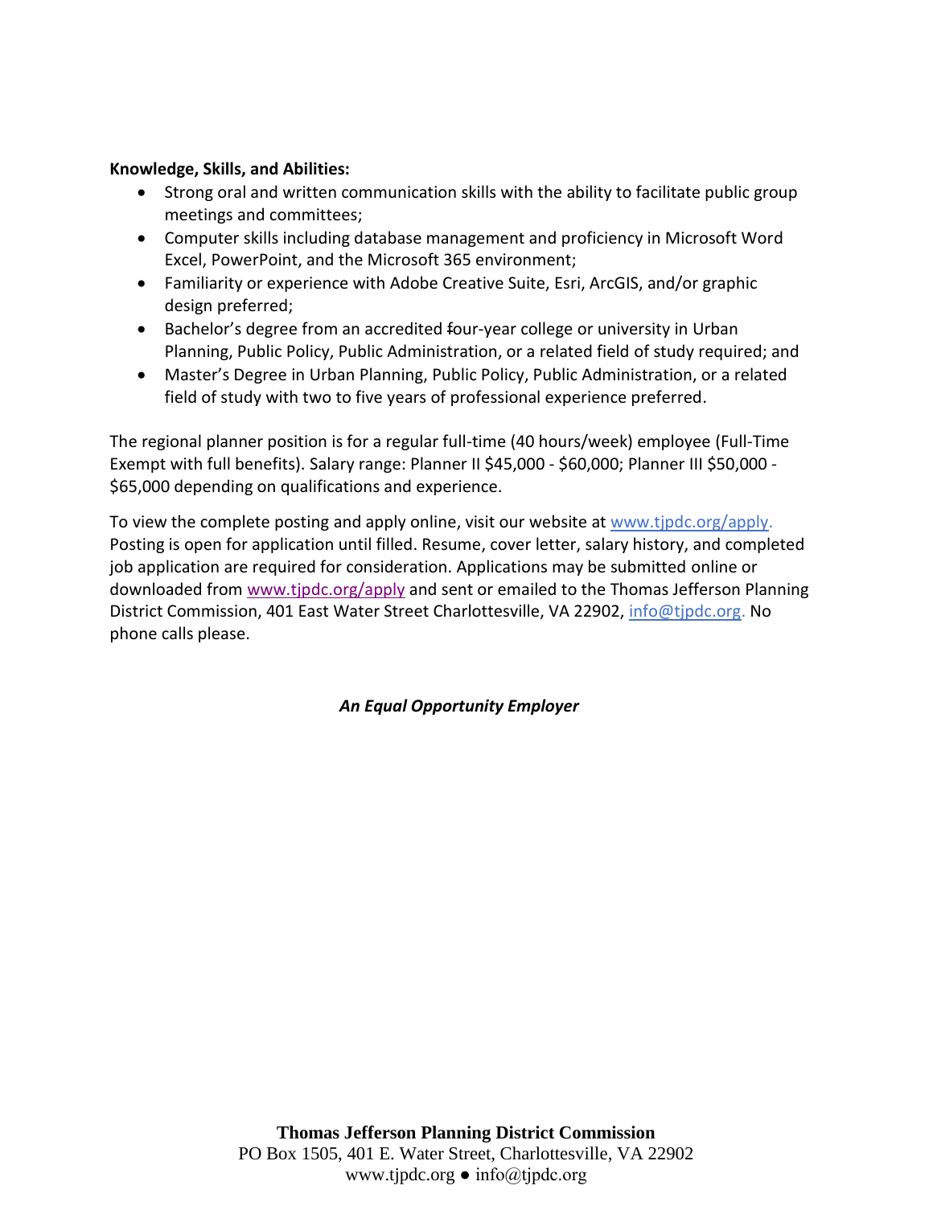**Knowledge, Skills, and Abilities:**

- Strong oral and written communication skills with the ability to facilitate public group meetings and committees;
- Computer skills including database management and proficiency in Microsoft Word Excel, PowerPoint, and the Microsoft 365 environment;
- Familiarity or experience with Adobe Creative Suite, Esri, ArcGIS, and/or graphic design preferred;
- Bachelor's degree from an accredited four-year college or university in Urban Planning, Public Policy, Public Administration, or a related field of study required; and
- Master's Degree in Urban Planning, Public Policy, Public Administration, or a related field of study with two to five years of professional experience preferred.

The regional planner position is for a regular full-time (40 hours/week) employee (Full-Time Exempt with full benefits). Salary range: Planner II $45,000 - $60,000; Planner III $50,000 - $65,000 depending on qualifications and experience.

To view the complete posting and apply online, visit our website at www.tjpdc.org/apply. Posting is open for application until filled. Resume, cover letter, salary history, and completed job application are required for consideration. Applications may be submitted online or downloaded from www.tjpdc.org/apply and sent or emailed to the Thomas Jefferson Planning District Commission, 401 East Water Street Charlottesville, VA 22902, info@tjpdc.org. No phone calls please.

***An Equal Opportunity Employer***

**Thomas Jefferson Planning District Commission**
PO Box 1505, 401 E. Water Street, Charlottesville, VA 22902
www.tjpdc.org ● info@tjpdc.org